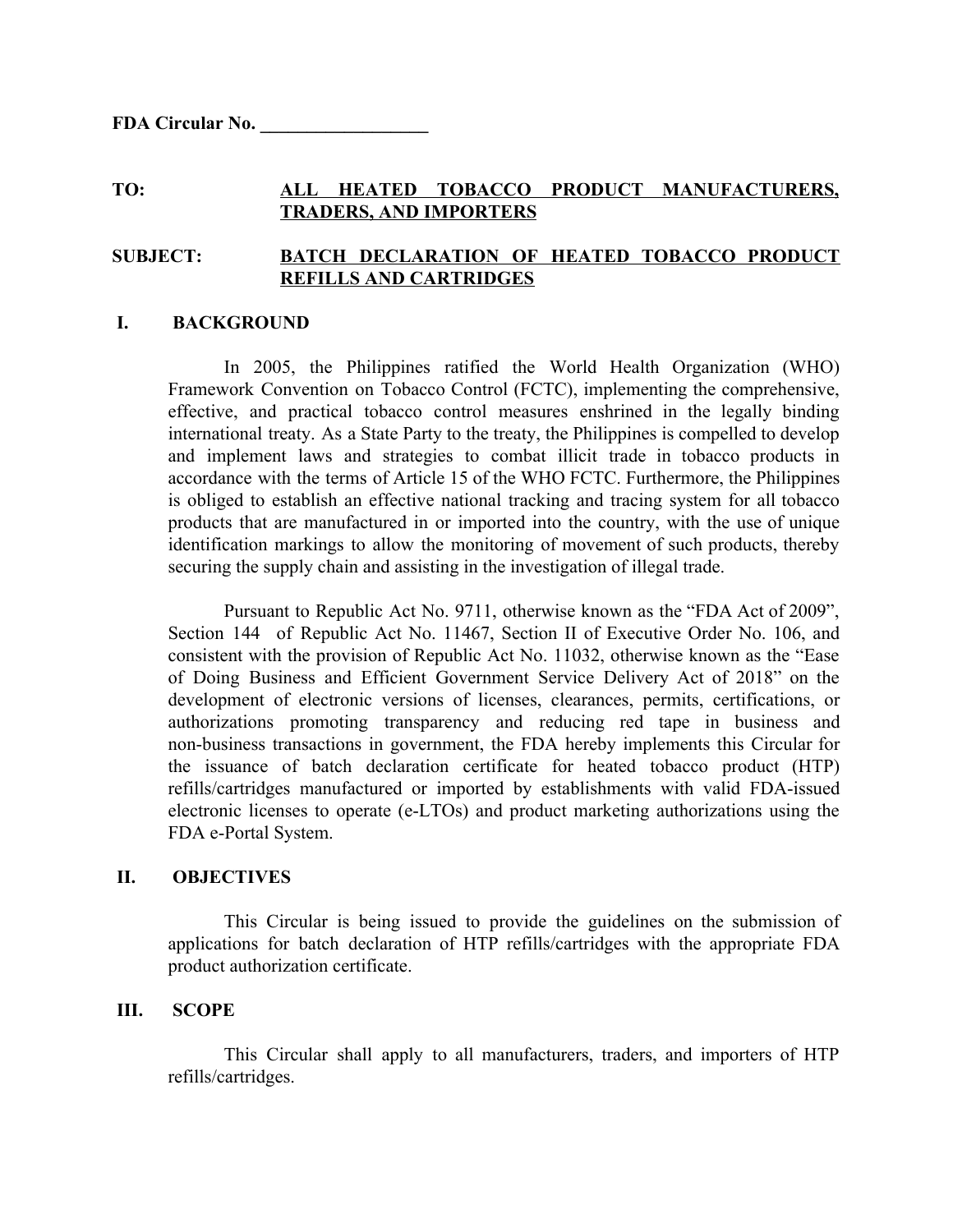**FDA Circular No. __________________**

**TO:** **ALL HEATED TOBACCO PRODUCT MANUFACTURERS, TRADERS, AND IMPORTERS**

**SUBJECT:** **BATCH DECLARATION OF HEATED TOBACCO PRODUCT REFILLS AND CARTRIDGES**

## I. BACKGROUND

In 2005, the Philippines ratified the World Health Organization (WHO) Framework Convention on Tobacco Control (FCTC), implementing the comprehensive, effective, and practical tobacco control measures enshrined in the legally binding international treaty. As a State Party to the treaty, the Philippines is compelled to develop and implement laws and strategies to combat illicit trade in tobacco products in accordance with the terms of Article 15 of the WHO FCTC. Furthermore, the Philippines is obliged to establish an effective national tracking and tracing system for all tobacco products that are manufactured in or imported into the country, with the use of unique identification markings to allow the monitoring of movement of such products, thereby securing the supply chain and assisting in the investigation of illegal trade.

Pursuant to Republic Act No. 9711, otherwise known as the "FDA Act of 2009", Section 144 of Republic Act No. 11467, Section II of Executive Order No. 106, and consistent with the provision of Republic Act No. 11032, otherwise known as the "Ease of Doing Business and Efficient Government Service Delivery Act of 2018" on the development of electronic versions of licenses, clearances, permits, certifications, or authorizations promoting transparency and reducing red tape in business and non-business transactions in government, the FDA hereby implements this Circular for the issuance of batch declaration certificate for heated tobacco product (HTP) refills/cartridges manufactured or imported by establishments with valid FDA-issued electronic licenses to operate (e-LTOs) and product marketing authorizations using the FDA e-Portal System.

## II. OBJECTIVES

This Circular is being issued to provide the guidelines on the submission of applications for batch declaration of HTP refills/cartridges with the appropriate FDA product authorization certificate.

## III. SCOPE

This Circular shall apply to all manufacturers, traders, and importers of HTP refills/cartridges.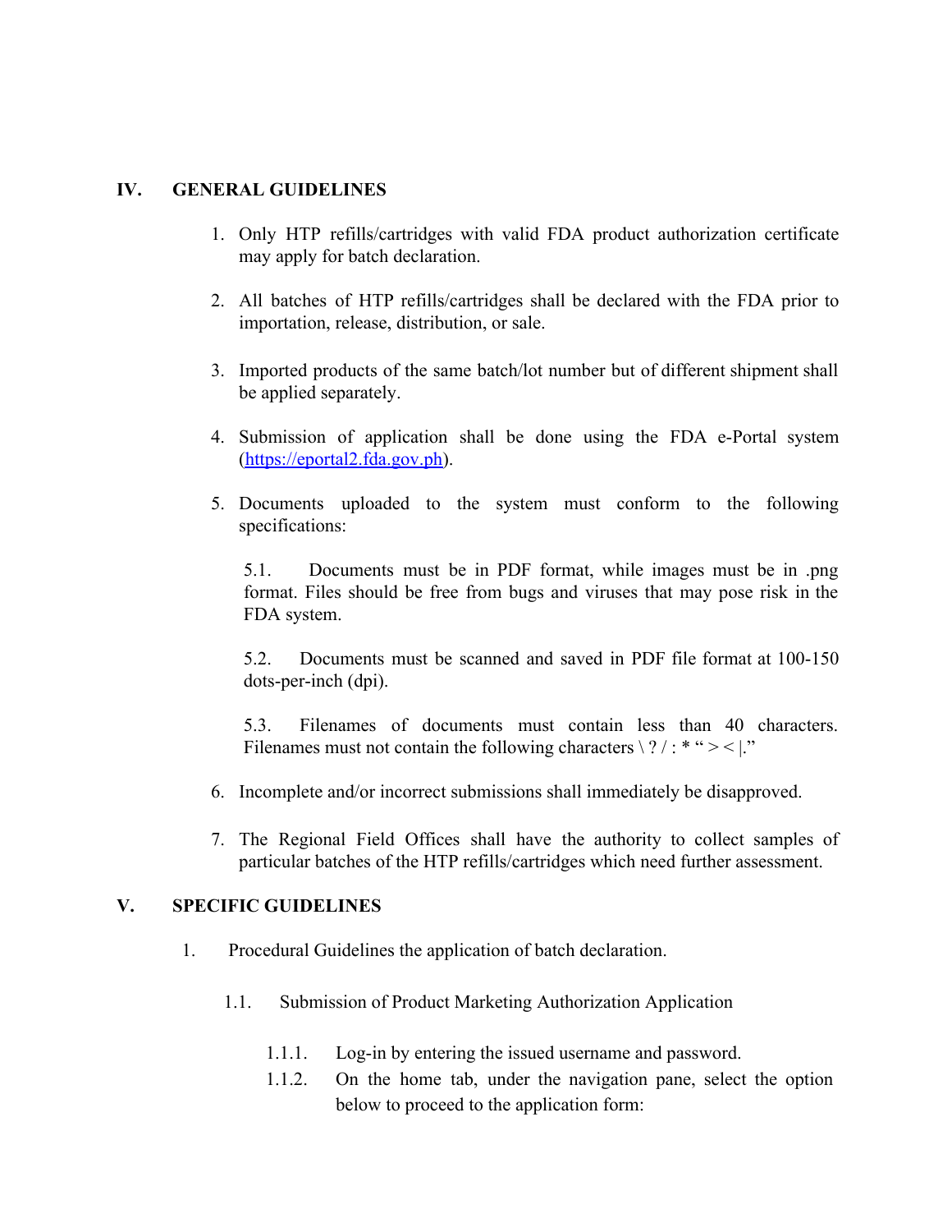## IV. GENERAL GUIDELINES

1. Only HTP refills/cartridges with valid FDA product authorization certificate may apply for batch declaration.

2. All batches of HTP refills/cartridges shall be declared with the FDA prior to importation, release, distribution, or sale.

3. Imported products of the same batch/lot number but of different shipment shall be applied separately.

4. Submission of application shall be done using the FDA e-Portal system (https://eportal2.fda.gov.ph).

5. Documents uploaded to the system must conform to the following specifications:

   5.1. Documents must be in PDF format, while images must be in .png format. Files should be free from bugs and viruses that may pose risk in the FDA system.

   5.2. Documents must be scanned and saved in PDF file format at 100-150 dots-per-inch (dpi).

   5.3. Filenames of documents must contain less than 40 characters. Filenames must not contain the following characters \ ? / : * " > < |."

6. Incomplete and/or incorrect submissions shall immediately be disapproved.

7. The Regional Field Offices shall have the authority to collect samples of particular batches of the HTP refills/cartridges which need further assessment.

## V. SPECIFIC GUIDELINES

1. Procedural Guidelines the application of batch declaration.

   1.1. Submission of Product Marketing Authorization Application

      1.1.1. Log-in by entering the issued username and password.

      1.1.2. On the home tab, under the navigation pane, select the option below to proceed to the application form: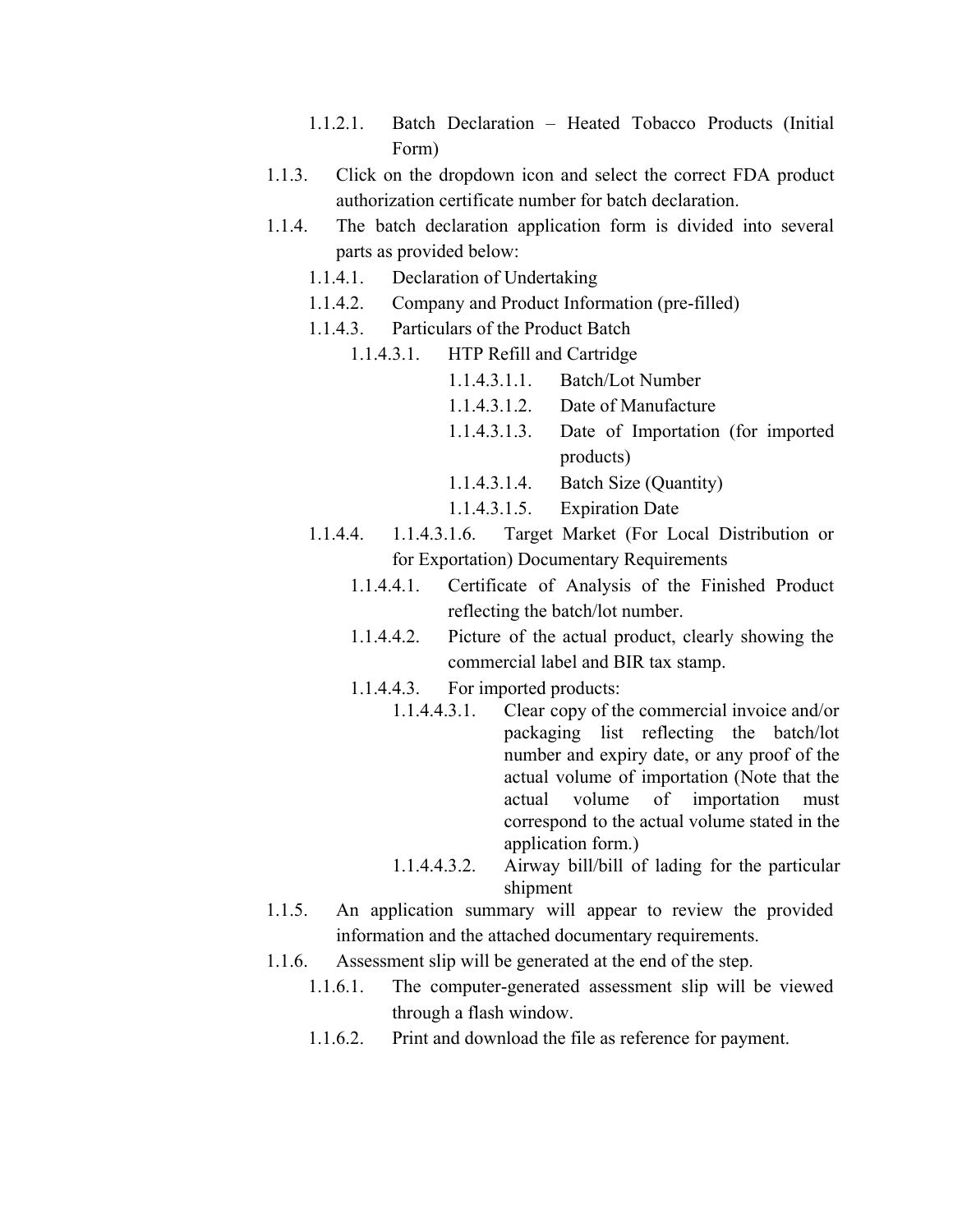1.1.2.1. Batch Declaration – Heated Tobacco Products (Initial Form)

1.1.3. Click on the dropdown icon and select the correct FDA product authorization certificate number for batch declaration.

1.1.4. The batch declaration application form is divided into several parts as provided below:

1.1.4.1. Declaration of Undertaking

1.1.4.2. Company and Product Information (pre-filled)

1.1.4.3. Particulars of the Product Batch

1.1.4.3.1. HTP Refill and Cartridge

1.1.4.3.1.1. Batch/Lot Number

1.1.4.3.1.2. Date of Manufacture

1.1.4.3.1.3. Date of Importation (for imported products)

1.1.4.3.1.4. Batch Size (Quantity)

1.1.4.3.1.5. Expiration Date

1.1.4.4. 1.1.4.3.1.6. Target Market (For Local Distribution or for Exportation) Documentary Requirements

1.1.4.4.1. Certificate of Analysis of the Finished Product reflecting the batch/lot number.

1.1.4.4.2. Picture of the actual product, clearly showing the commercial label and BIR tax stamp.

1.1.4.4.3. For imported products:

1.1.4.4.3.1. Clear copy of the commercial invoice and/or packaging list reflecting the batch/lot number and expiry date, or any proof of the actual volume of importation (Note that the actual volume of importation must correspond to the actual volume stated in the application form.)

1.1.4.4.3.2. Airway bill/bill of lading for the particular shipment

1.1.5. An application summary will appear to review the provided information and the attached documentary requirements.

1.1.6. Assessment slip will be generated at the end of the step.

1.1.6.1. The computer-generated assessment slip will be viewed through a flash window.

1.1.6.2. Print and download the file as reference for payment.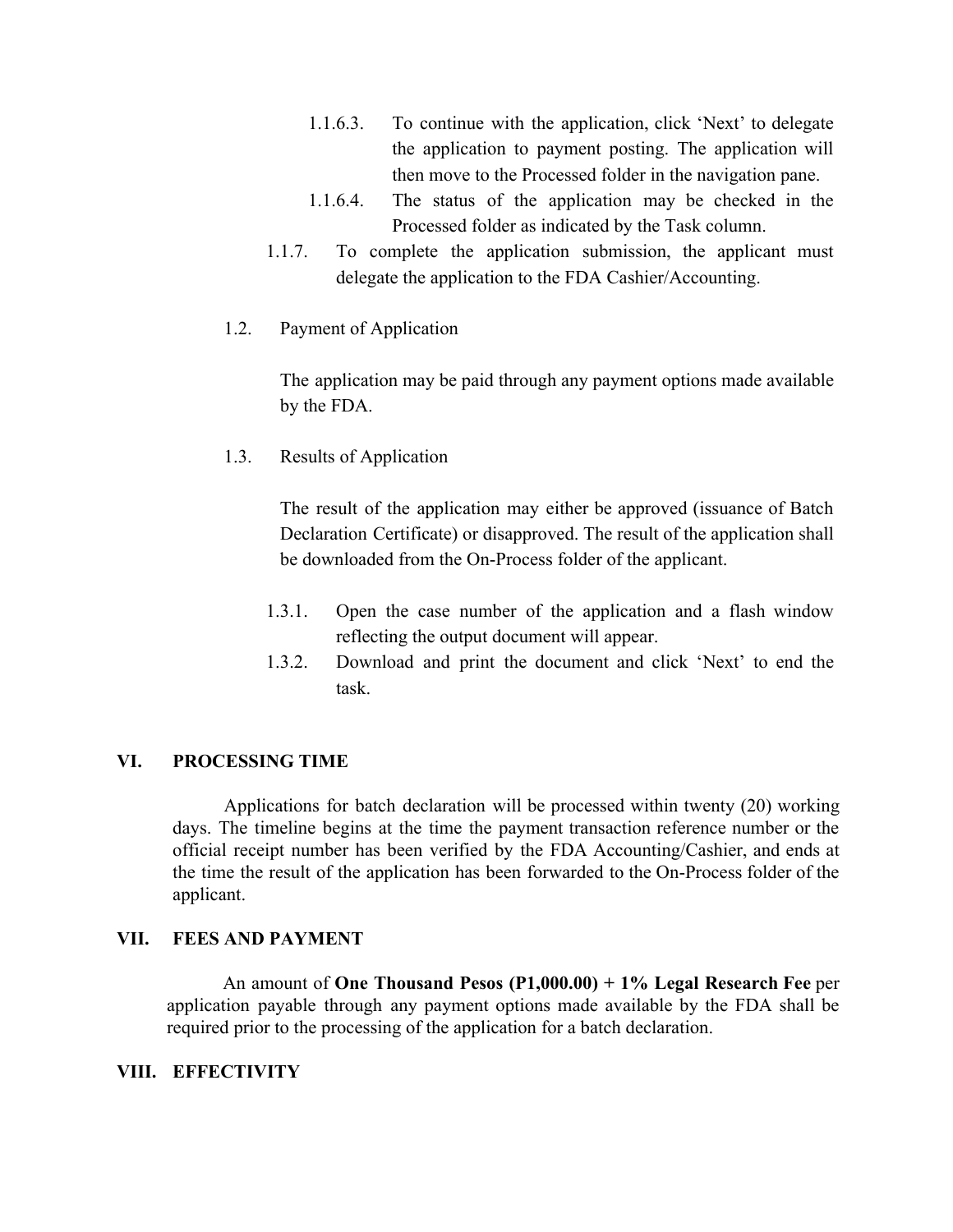1.1.6.3. To continue with the application, click 'Next' to delegate the application to payment posting. The application will then move to the Processed folder in the navigation pane.

1.1.6.4. The status of the application may be checked in the Processed folder as indicated by the Task column.

1.1.7. To complete the application submission, the applicant must delegate the application to the FDA Cashier/Accounting.

1.2. Payment of Application

The application may be paid through any payment options made available by the FDA.

1.3. Results of Application

The result of the application may either be approved (issuance of Batch Declaration Certificate) or disapproved. The result of the application shall be downloaded from the On-Process folder of the applicant.

1.3.1. Open the case number of the application and a flash window reflecting the output document will appear.

1.3.2. Download and print the document and click 'Next' to end the task.

## VI. PROCESSING TIME

Applications for batch declaration will be processed within twenty (20) working days. The timeline begins at the time the payment transaction reference number or the official receipt number has been verified by the FDA Accounting/Cashier, and ends at the time the result of the application has been forwarded to the On-Process folder of the applicant.

## VII. FEES AND PAYMENT

An amount of **One Thousand Pesos (P1,000.00) + 1% Legal Research Fee** per application payable through any payment options made available by the FDA shall be required prior to the processing of the application for a batch declaration.

## VIII. EFFECTIVITY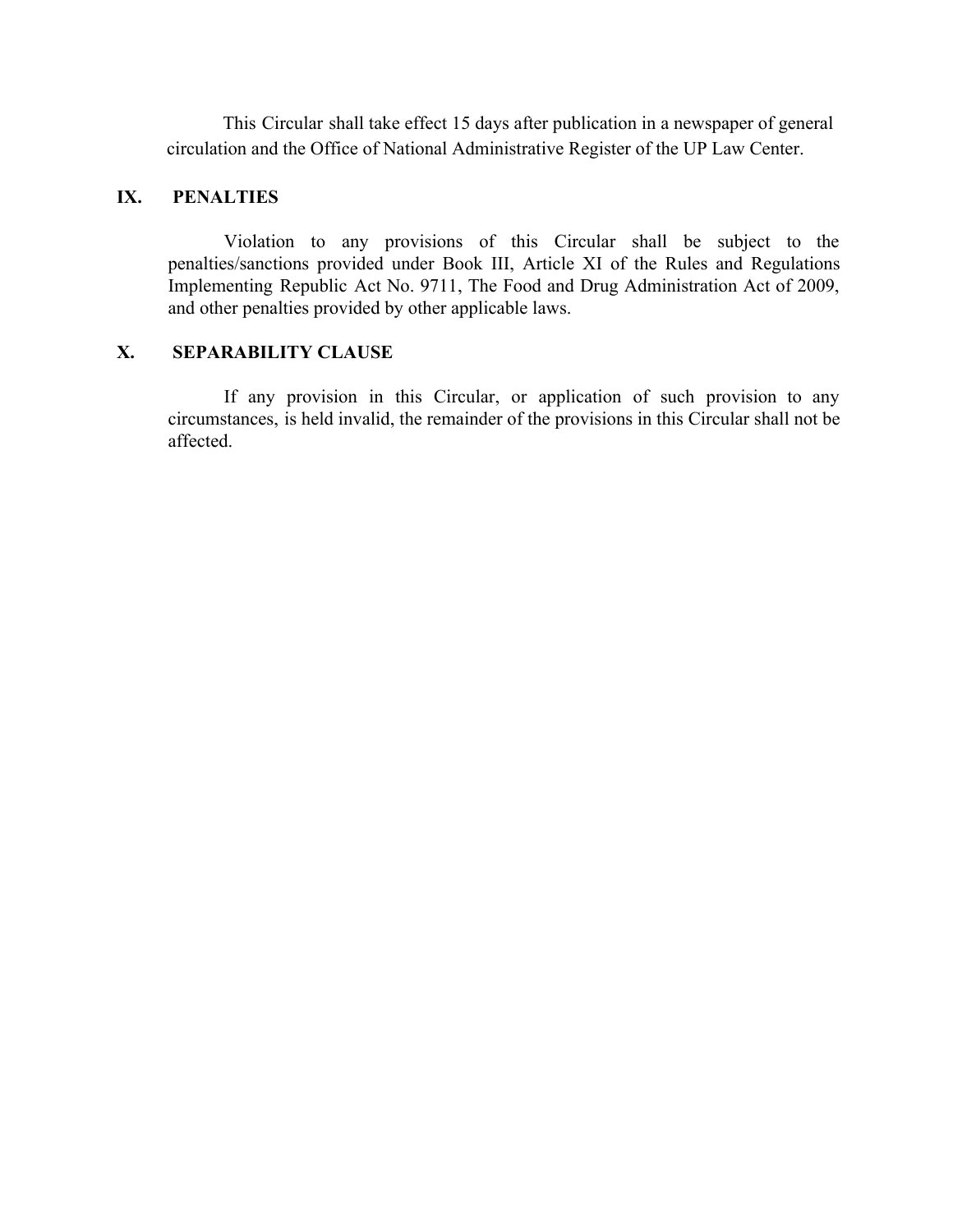This Circular shall take effect 15 days after publication in a newspaper of general circulation and the Office of National Administrative Register of the UP Law Center.

## IX. PENALTIES

Violation to any provisions of this Circular shall be subject to the penalties/sanctions provided under Book III, Article XI of the Rules and Regulations Implementing Republic Act No. 9711, The Food and Drug Administration Act of 2009, and other penalties provided by other applicable laws.

## X. SEPARABILITY CLAUSE

If any provision in this Circular, or application of such provision to any circumstances, is held invalid, the remainder of the provisions in this Circular shall not be affected.